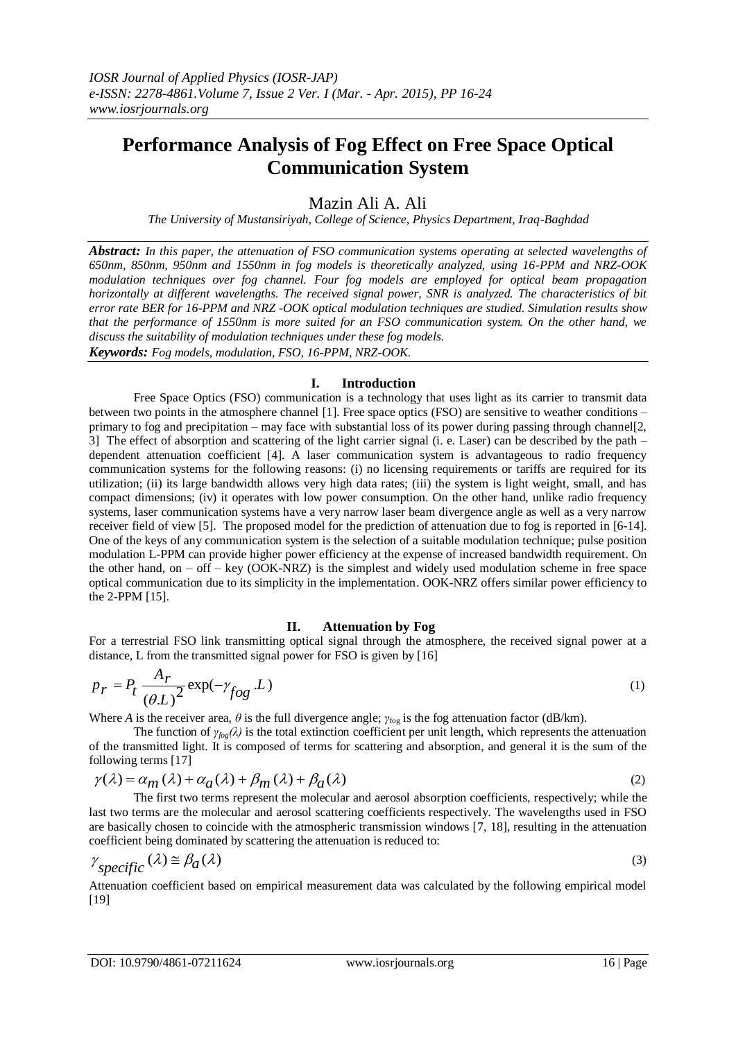# Performance Analysis of Fog Effect on Free Space Optical Communication System

Mazin Ali A. Ali

*The University of Mustansiriyah, College of Science, Physics Department, Iraq-Baghdad*

***Abstract:*** *In this paper, the attenuation of FSO communication systems operating at selected wavelengths of 650nm, 850nm, 950nm and 1550nm in fog models is theoretically analyzed, using 16-PPM and NRZ-OOK modulation techniques over fog channel. Four fog models are employed for optical beam propagation horizontally at different wavelengths. The received signal power, SNR is analyzed. The characteristics of bit error rate BER for 16-PPM and NRZ -OOK optical modulation techniques are studied. Simulation results show that the performance of 1550nm is more suited for an FSO communication system. On the other hand, we discuss the suitability of modulation techniques under these fog models.*

***Keywords:*** *Fog models, modulation, FSO, 16-PPM, NRZ-OOK.*

## I. Introduction

Free Space Optics (FSO) communication is a technology that uses light as its carrier to transmit data between two points in the atmosphere channel [1]. Free space optics (FSO) are sensitive to weather conditions – primary to fog and precipitation – may face with substantial loss of its power during passing through channel[2, 3] The effect of absorption and scattering of the light carrier signal (i. e. Laser) can be described by the path – dependent attenuation coefficient [4]. A laser communication system is advantageous to radio frequency communication systems for the following reasons: (i) no licensing requirements or tariffs are required for its utilization; (ii) its large bandwidth allows very high data rates; (iii) the system is light weight, small, and has compact dimensions; (iv) it operates with low power consumption. On the other hand, unlike radio frequency systems, laser communication systems have a very narrow laser beam divergence angle as well as a very narrow receiver field of view [5]. The proposed model for the prediction of attenuation due to fog is reported in [6-14]. One of the keys of any communication system is the selection of a suitable modulation technique; pulse position modulation L-PPM can provide higher power efficiency at the expense of increased bandwidth requirement. On the other hand, on – off – key (OOK-NRZ) is the simplest and widely used modulation scheme in free space optical communication due to its simplicity in the implementation. OOK-NRZ offers similar power efficiency to the 2-PPM [15].

## II. Attenuation by Fog

For a terrestrial FSO link transmitting optical signal through the atmosphere, the received signal power at a distance, L from the transmitted signal power for FSO is given by [16]

$$p_r = P_t \frac{A_r}{(\theta.L)^2} \exp(-\gamma_{fog} .L) \tag{1}$$

Where $A$ is the receiver area, $\theta$ is the full divergence angle; $\gamma_{fog}$ is the fog attenuation factor (dB/km).

The function of $\gamma_{fog}(\lambda)$ is the total extinction coefficient per unit length, which represents the attenuation of the transmitted light. It is composed of terms for scattering and absorption, and general it is the sum of the following terms [17]

$$\gamma(\lambda) = \alpha_m(\lambda) + \alpha_a(\lambda) + \beta_m(\lambda) + \beta_a(\lambda) \tag{2}$$

The first two terms represent the molecular and aerosol absorption coefficients, respectively; while the last two terms are the molecular and aerosol scattering coefficients respectively. The wavelengths used in FSO are basically chosen to coincide with the atmospheric transmission windows [7, 18], resulting in the attenuation coefficient being dominated by scattering the attenuation is reduced to:

$$\gamma_{specific}(\lambda) \cong \beta_a(\lambda) \tag{3}$$

Attenuation coefficient based on empirical measurement data was calculated by the following empirical model [19]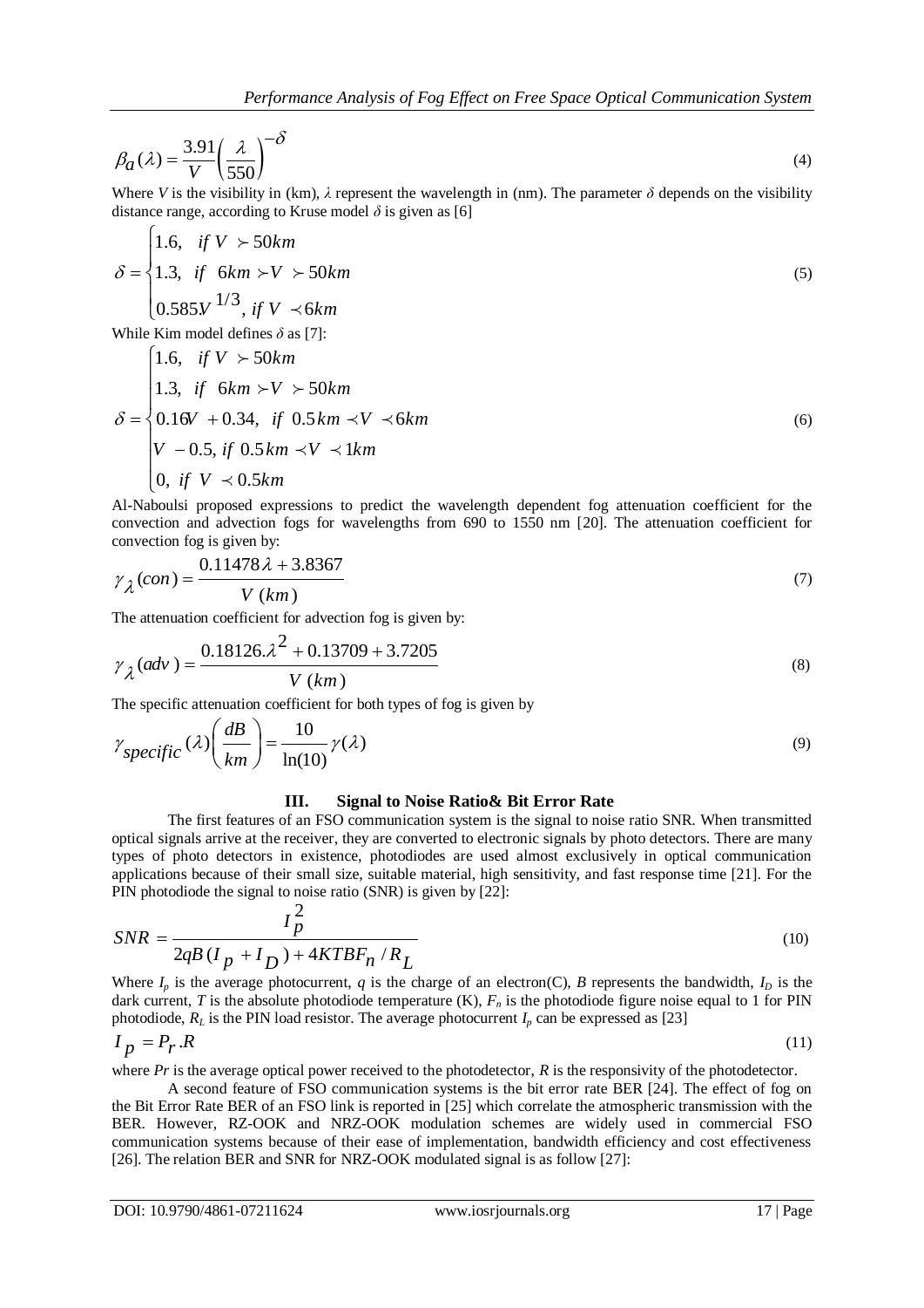$$\beta_a(\lambda) = \frac{3.91}{V}\left(\frac{\lambda}{550}\right)^{-\delta} \tag{4}$$

Where $V$ is the visibility in (km), $\lambda$ represent the wavelength in (nm). The parameter $\delta$ depends on the visibility distance range, according to Kruse model $\delta$ is given as [6]

$$\delta = \begin{cases} 1.6, & if\ V \succ 50km \\ 1.3, & if\ \ 6km \succ V \succ 50km \\ 0.585V^{1/3}, & if\ V \prec 6km \end{cases} \tag{5}$$

While Kim model defines $\delta$ as [7]:

$$\delta = \begin{cases} 1.6, & if\ V \succ 50km \\ 1.3, & if\ \ 6km \succ V \succ 50km \\ 0.16V + 0.34, & if\ \ 0.5km \prec V \prec 6km \\ V - 0.5, & if\ 0.5km \prec V \prec 1km \\ 0, & if\ V \prec 0.5km \end{cases} \tag{6}$$

Al-Naboulsi proposed expressions to predict the wavelength dependent fog attenuation coefficient for the convection and advection fogs for wavelengths from 690 to 1550 nm [20]. The attenuation coefficient for convection fog is given by:

$$\gamma_{\lambda}(con) = \frac{0.11478\lambda + 3.8367}{V\ (km)} \tag{7}$$

The attenuation coefficient for advection fog is given by:

$$\gamma_{\lambda}(adv) = \frac{0.18126.\lambda^2 + 0.13709 + 3.7205}{V\ (km)} \tag{8}$$

The specific attenuation coefficient for both types of fog is given by

$$\gamma_{specific}(\lambda)\left(\frac{dB}{km}\right) = \frac{10}{\ln(10)}\gamma(\lambda) \tag{9}$$

## III. Signal to Noise Ratio& Bit Error Rate

The first features of an FSO communication system is the signal to noise ratio SNR. When transmitted optical signals arrive at the receiver, they are converted to electronic signals by photo detectors. There are many types of photo detectors in existence, photodiodes are used almost exclusively in optical communication applications because of their small size, suitable material, high sensitivity, and fast response time [21]. For the PIN photodiode the signal to noise ratio (SNR) is given by [22]:

$$SNR = \frac{I_p^2}{2qB(I_p + I_D) + 4KTBF_n / R_L} \tag{10}$$

Where $I_p$ is the average photocurrent, $q$ is the charge of an electron(C), $B$ represents the bandwidth, $I_D$ is the dark current, $T$ is the absolute photodiode temperature (K), $F_n$ is the photodiode figure noise equal to 1 for PIN photodiode, $R_L$ is the PIN load resistor. The average photocurrent $I_p$ can be expressed as [23]

$$I_p = P_r.R \tag{11}$$

where $Pr$ is the average optical power received to the photodetector, $R$ is the responsivity of the photodetector.

A second feature of FSO communication systems is the bit error rate BER [24]. The effect of fog on the Bit Error Rate BER of an FSO link is reported in [25] which correlate the atmospheric transmission with the BER. However, RZ-OOK and NRZ-OOK modulation schemes are widely used in commercial FSO communication systems because of their ease of implementation, bandwidth efficiency and cost effectiveness [26]. The relation BER and SNR for NRZ-OOK modulated signal is as follow [27]: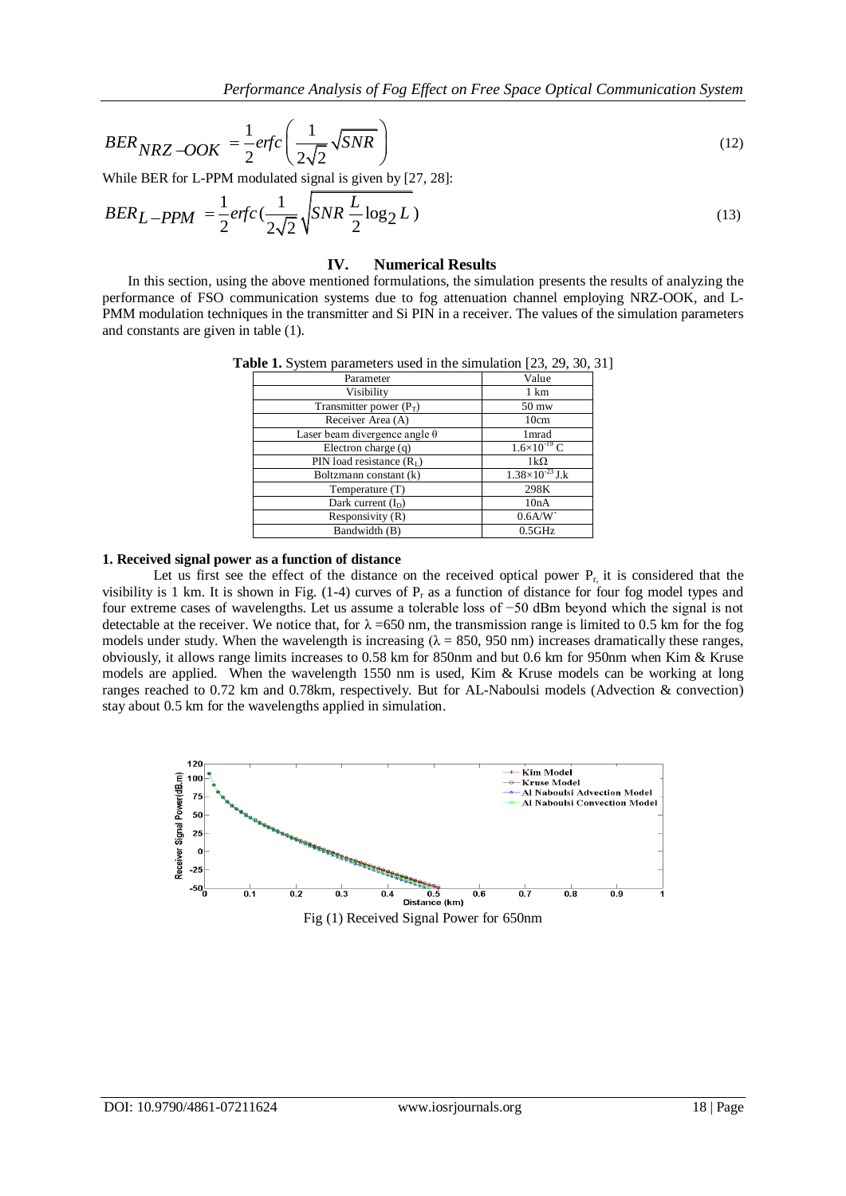$$BER_{NRZ-OOK} = \frac{1}{2} erfc\left(\frac{1}{2\sqrt{2}}\sqrt{SNR}\right) \tag{12}$$

While BER for L-PPM modulated signal is given by [27, 28]:

$$BER_{L-PPM} = \frac{1}{2} erfc\left(\frac{1}{2\sqrt{2}}\sqrt{SNR\frac{L}{2}\log_2 L}\right) \tag{13}$$

## IV. Numerical Results

In this section, using the above mentioned formulations, the simulation presents the results of analyzing the performance of FSO communication systems due to fog attenuation channel employing NRZ-OOK, and L-PMM modulation techniques in the transmitter and Si PIN in a receiver. The values of the simulation parameters and constants are given in table (1).

**Table 1.** System parameters used in the simulation [23, 29, 30, 31]

| Parameter | Value |
|---|---|
| Visibility | 1 km |
| Transmitter power ($P_T$) | 50 mw |
| Receiver Area (A) | 10cm |
| Laser beam divergence angle θ | 1mrad |
| Electron charge (q) | $1.6\times10^{-19}$ C |
| PIN load resistance ($R_L$) | 1kΩ |
| Boltzmann constant (k) | $1.38\times10^{-23}$ J.k |
| Temperature (T) | 298K |
| Dark current ($I_D$) | 10nA |
| Responsivity (R) | 0.6A/W` |
| Bandwidth (B) | 0.5GHz |

**1. Received signal power as a function of distance**

Let us first see the effect of the distance on the received optical power $P_r$, it is considered that the visibility is 1 km. It is shown in Fig. (1-4) curves of $P_r$ as a function of distance for four fog model types and four extreme cases of wavelengths. Let us assume a tolerable loss of −50 dBm beyond which the signal is not detectable at the receiver. We notice that, for λ =650 nm, the transmission range is limited to 0.5 km for the fog models under study. When the wavelength is increasing (λ = 850, 950 nm) increases dramatically these ranges, obviously, it allows range limits increases to 0.58 km for 850nm and but 0.6 km for 950nm when Kim & Kruse models are applied. When the wavelength 1550 nm is used, Kim & Kruse models can be working at long ranges reached to 0.72 km and 0.78km, respectively. But for AL-Naboulsi models (Advection & convection) stay about 0.5 km for the wavelengths applied in simulation.

Fig (1) Received Signal Power for 650nm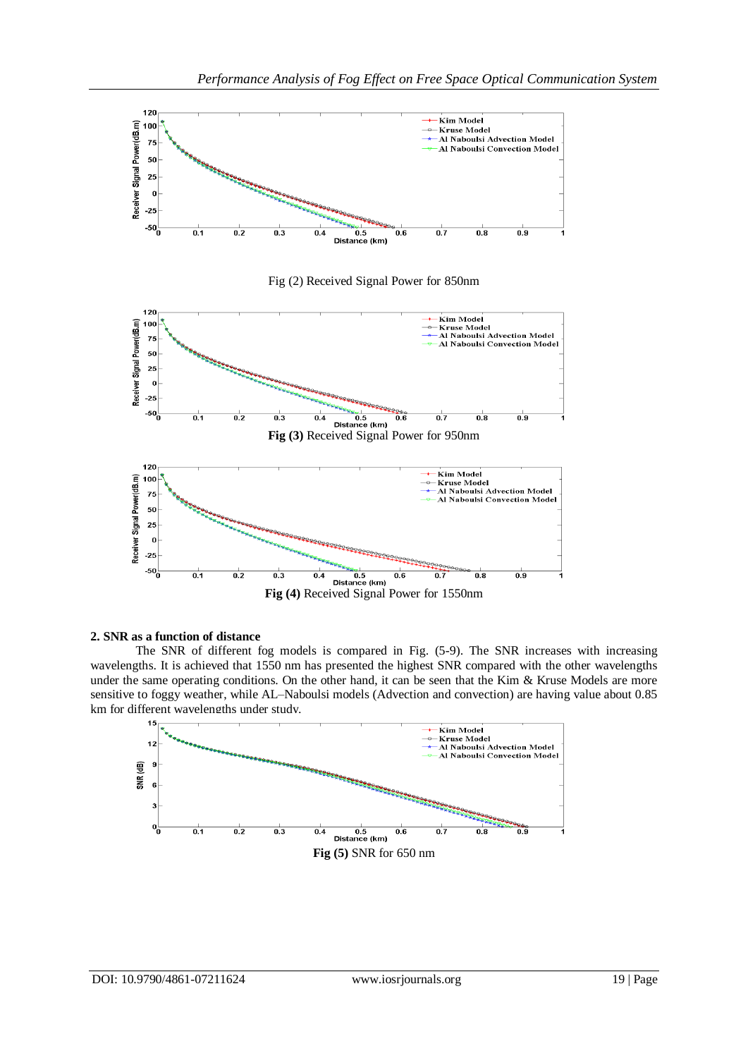Fig (2) Received Signal Power for 850nm

**Fig (3)** Received Signal Power for 950nm

**Fig (4)** Received Signal Power for 1550nm

**2. SNR as a function of distance**

The SNR of different fog models is compared in Fig. (5-9). The SNR increases with increasing wavelengths. It is achieved that 1550 nm has presented the highest SNR compared with the other wavelengths under the same operating conditions. On the other hand, it can be seen that the Kim & Kruse Models are more sensitive to foggy weather, while AL–Naboulsi models (Advection and convection) are having value about 0.85 km for different wavelengths under study.

**Fig (5)** SNR for 650 nm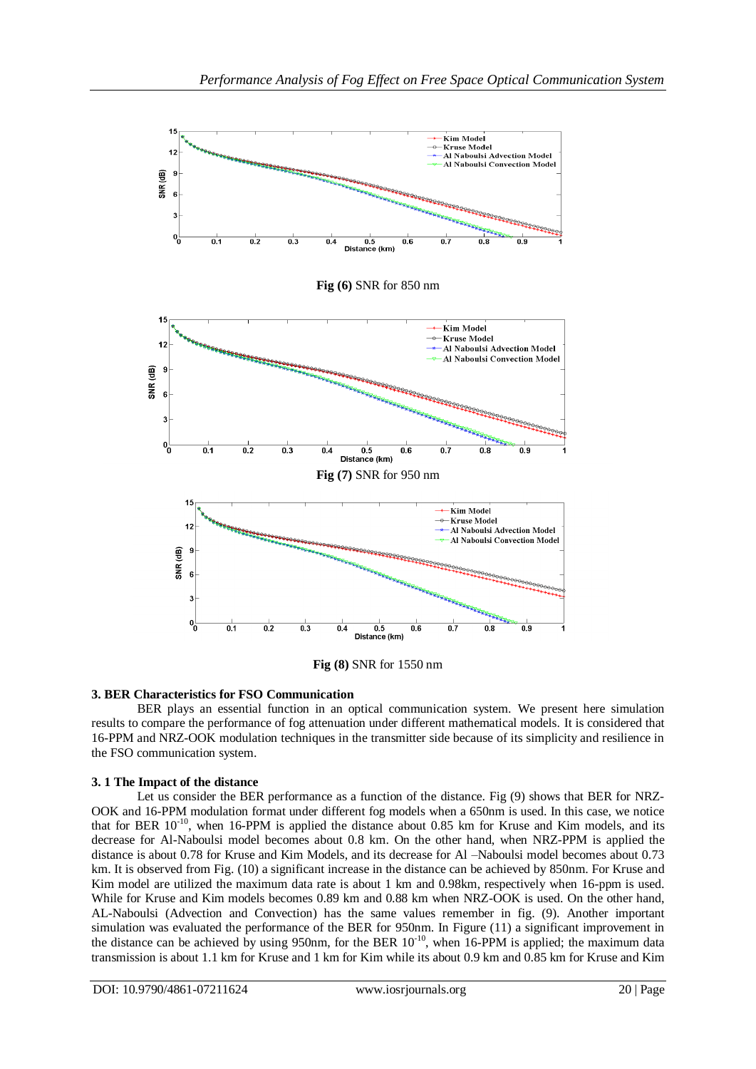**Fig (6)** SNR for 850 nm

**Fig (7)** SNR for 950 nm

**Fig (8)** SNR for 1550 nm

## 3. BER Characteristics for FSO Communication

BER plays an essential function in an optical communication system. We present here simulation results to compare the performance of fog attenuation under different mathematical models. It is considered that 16-PPM and NRZ-OOK modulation techniques in the transmitter side because of its simplicity and resilience in the FSO communication system.

### 3. 1 The Impact of the distance

Let us consider the BER performance as a function of the distance. Fig (9) shows that BER for NRZ-OOK and 16-PPM modulation format under different fog models when a 650nm is used. In this case, we notice that for BER $10^{-10}$, when 16-PPM is applied the distance about 0.85 km for Kruse and Kim models, and its decrease for Al-Naboulsi model becomes about 0.8 km. On the other hand, when NRZ-PPM is applied the distance is about 0.78 for Kruse and Kim Models, and its decrease for Al –Naboulsi model becomes about 0.73 km. It is observed from Fig. (10) a significant increase in the distance can be achieved by 850nm. For Kruse and Kim model are utilized the maximum data rate is about 1 km and 0.98km, respectively when 16-ppm is used. While for Kruse and Kim models becomes 0.89 km and 0.88 km when NRZ-OOK is used. On the other hand, AL-Naboulsi (Advection and Convection) has the same values remember in fig. (9). Another important simulation was evaluated the performance of the BER for 950nm. In Figure (11) a significant improvement in the distance can be achieved by using 950nm, for the BER $10^{-10}$, when 16-PPM is applied; the maximum data transmission is about 1.1 km for Kruse and 1 km for Kim while its about 0.9 km and 0.85 km for Kruse and Kim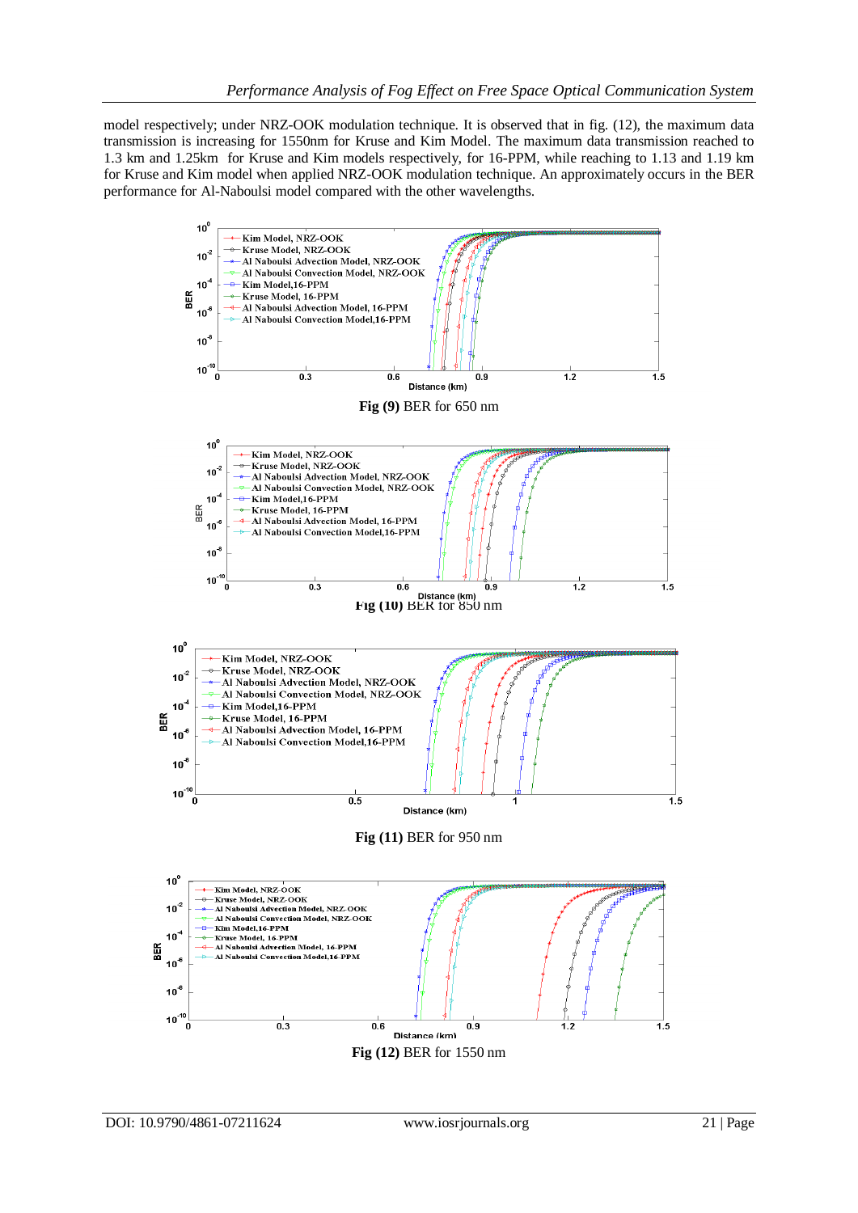model respectively; under NRZ-OOK modulation technique. It is observed that in fig. (12), the maximum data transmission is increasing for 1550nm for Kruse and Kim Model. The maximum data transmission reached to 1.3 km and 1.25km for Kruse and Kim models respectively, for 16-PPM, while reaching to 1.13 and 1.19 km for Kruse and Kim model when applied NRZ-OOK modulation technique. An approximately occurs in the BER performance for Al-Naboulsi model compared with the other wavelengths.

**Fig (9)** BER for 650 nm

**Fig (10)** BER for 850 nm

**Fig (11)** BER for 950 nm

**Fig (12)** BER for 1550 nm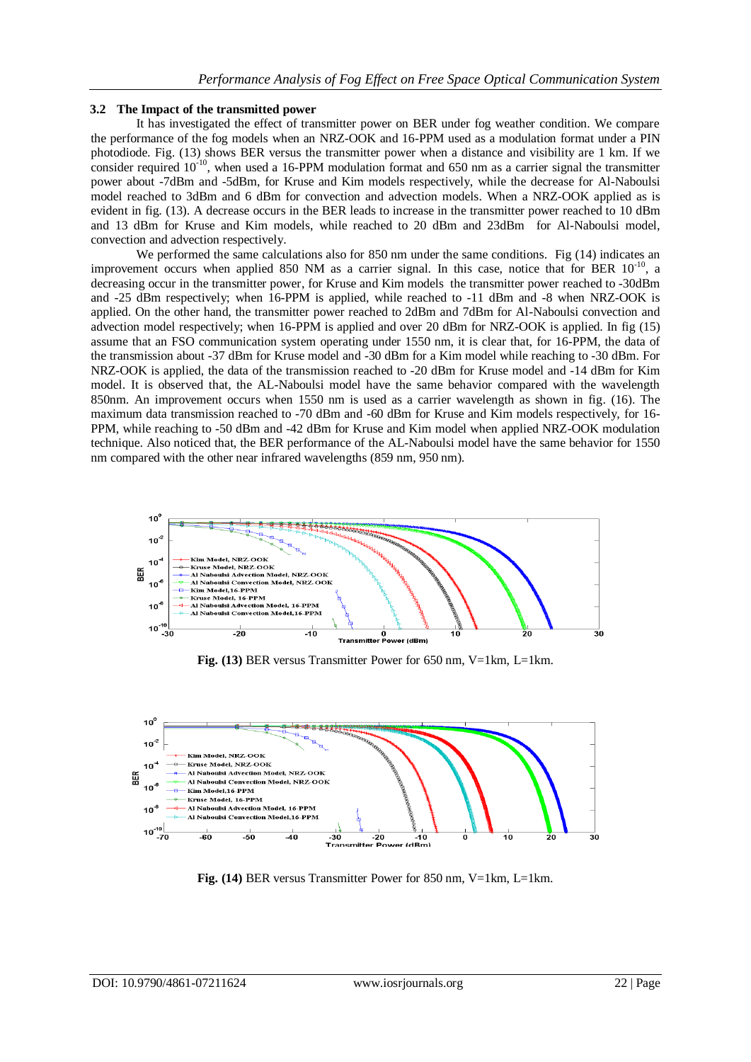### 3.2 The Impact of the transmitted power

It has investigated the effect of transmitter power on BER under fog weather condition. We compare the performance of the fog models when an NRZ-OOK and 16-PPM used as a modulation format under a PIN photodiode. Fig. (13) shows BER versus the transmitter power when a distance and visibility are 1 km. If we consider required $10^{-10}$, when used a 16-PPM modulation format and 650 nm as a carrier signal the transmitter power about -7dBm and -5dBm, for Kruse and Kim models respectively, while the decrease for Al-Naboulsi model reached to 3dBm and 6 dBm for convection and advection models. When a NRZ-OOK applied as is evident in fig. (13). A decrease occurs in the BER leads to increase in the transmitter power reached to 10 dBm and 13 dBm for Kruse and Kim models, while reached to 20 dBm and 23dBm for Al-Naboulsi model, convection and advection respectively.

We performed the same calculations also for 850 nm under the same conditions. Fig (14) indicates an improvement occurs when applied 850 NM as a carrier signal. In this case, notice that for BER $10^{-10}$, a decreasing occur in the transmitter power, for Kruse and Kim models the transmitter power reached to -30dBm and -25 dBm respectively; when 16-PPM is applied, while reached to -11 dBm and -8 when NRZ-OOK is applied. On the other hand, the transmitter power reached to 2dBm and 7dBm for Al-Naboulsi convection and advection model respectively; when 16-PPM is applied and over 20 dBm for NRZ-OOK is applied. In fig (15) assume that an FSO communication system operating under 1550 nm, it is clear that, for 16-PPM, the data of the transmission about -37 dBm for Kruse model and -30 dBm for a Kim model while reaching to -30 dBm. For NRZ-OOK is applied, the data of the transmission reached to -20 dBm for Kruse model and -14 dBm for Kim model. It is observed that, the AL-Naboulsi model have the same behavior compared with the wavelength 850nm. An improvement occurs when 1550 nm is used as a carrier wavelength as shown in fig. (16). The maximum data transmission reached to -70 dBm and -60 dBm for Kruse and Kim models respectively, for 16-PPM, while reaching to -50 dBm and -42 dBm for Kruse and Kim model when applied NRZ-OOK modulation technique. Also noticed that, the BER performance of the AL-Naboulsi model have the same behavior for 1550 nm compared with the other near infrared wavelengths (859 nm, 950 nm).

**Fig. (13)** BER versus Transmitter Power for 650 nm, V=1km, L=1km.

**Fig. (14)** BER versus Transmitter Power for 850 nm, V=1km, L=1km.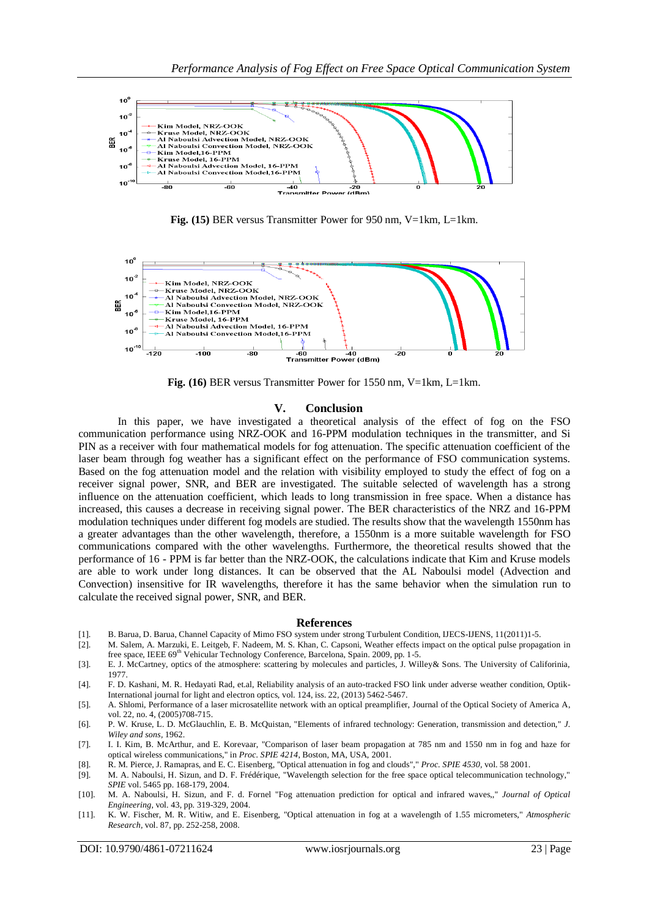**Fig. (15)** BER versus Transmitter Power for 950 nm, V=1km, L=1km.

**Fig. (16)** BER versus Transmitter Power for 1550 nm, V=1km, L=1km.

## V. Conclusion

In this paper, we have investigated a theoretical analysis of the effect of fog on the FSO communication performance using NRZ-OOK and 16-PPM modulation techniques in the transmitter, and Si PIN as a receiver with four mathematical models for fog attenuation. The specific attenuation coefficient of the laser beam through fog weather has a significant effect on the performance of FSO communication systems. Based on the fog attenuation model and the relation with visibility employed to study the effect of fog on a receiver signal power, SNR, and BER are investigated. The suitable selected of wavelength has a strong influence on the attenuation coefficient, which leads to long transmission in free space. When a distance has increased, this causes a decrease in receiving signal power. The BER characteristics of the NRZ and 16-PPM modulation techniques under different fog models are studied. The results show that the wavelength 1550nm has a greater advantages than the other wavelength, therefore, a 1550nm is a more suitable wavelength for FSO communications compared with the other wavelengths. Furthermore, the theoretical results showed that the performance of 16 - PPM is far better than the NRZ-OOK, the calculations indicate that Kim and Kruse models are able to work under long distances. It can be observed that the AL Naboulsi model (Advection and Convection) insensitive for IR wavelengths, therefore it has the same behavior when the simulation run to calculate the received signal power, SNR, and BER.

## References

[1]. B. Barua, D. Barua, Channel Capacity of Mimo FSO system under strong Turbulent Condition, IJECS-IJENS, 11(2011)1-5.

[2]. M. Salem, A. Marzuki, E. Leitgeb, F. Nadeem, M. S. Khan, C. Capsoni, Weather effects impact on the optical pulse propagation in free space, IEEE 69th Vehicular Technology Conference, Barcelona, Spain. 2009, pp. 1-5.

[3]. E. J. McCartney, optics of the atmosphere: scattering by molecules and particles, J. Willey& Sons. The University of Califorinia, 1977.

[4]. F. D. Kashani, M. R. Hedayati Rad, et.al, Reliability analysis of an auto-tracked FSO link under adverse weather condition, Optik-International journal for light and electron optics, vol. 124, iss. 22, (2013) 5462-5467.

[5]. A. Shlomi, Performance of a laser microsatellite network with an optical preamplifier, Journal of the Optical Society of America A, vol. 22, no. 4, (2005)708-715.

[6]. P. W. Kruse, L. D. McGlauchlin, E. B. McQuistan, "Elements of infrared technology: Generation, transmission and detection," *J. Wiley and sons*, 1962.

[7]. I. I. Kim, B. McArthur, and E. Korevaar, "Comparison of laser beam propagation at 785 nm and 1550 nm in fog and haze for optical wireless communications," in *Proc. SPIE 4214*, Boston, MA, USA, 2001.

[8]. R. M. Pierce, J. Ramapras, and E. C. Eisenberg, "Optical attenuation in fog and clouds"," *Proc. SPIE 4530*, vol. 58 2001.

[9]. M. A. Naboulsi, H. Sizun, and D. F. Frédérique, "Wavelength selection for the free space optical telecommunication technology," *SPIE* vol. 5465 pp. 168-179, 2004.

[10]. M. A. Naboulsi, H. Sizun, and F. d. Fornel "Fog attenuation prediction for optical and infrared waves,," *Journal of Optical Engineering*, vol. 43, pp. 319-329, 2004.

[11]. K. W. Fischer, M. R. Witiw, and E. Eisenberg, "Optical attenuation in fog at a wavelength of 1.55 micrometers," *Atmospheric Research*, vol. 87, pp. 252-258, 2008.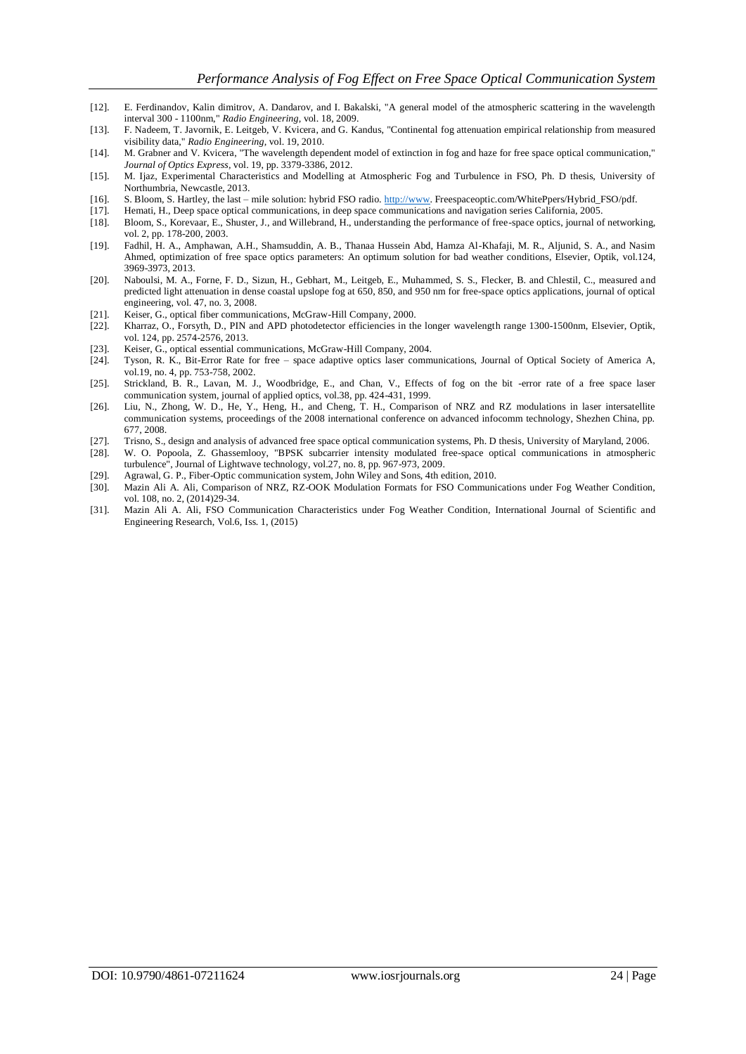[12]. E. Ferdinandov, Kalin dimitrov, A. Dandarov, and I. Bakalski, "A general model of the atmospheric scattering in the wavelength interval 300 - 1100nm," *Radio Engineering*, vol. 18, 2009.

[13]. F. Nadeem, T. Javornik, E. Leitgeb, V. Kvicera, and G. Kandus, "Continental fog attenuation empirical relationship from measured visibility data," *Radio Engineering*, vol. 19, 2010.

[14]. M. Grabner and V. Kvicera, "The wavelength dependent model of extinction in fog and haze for free space optical communication," *Journal of Optics Express*, vol. 19, pp. 3379-3386, 2012.

[15]. M. Ijaz, Experimental Characteristics and Modelling at Atmospheric Fog and Turbulence in FSO, Ph. D thesis, University of Northumbria, Newcastle, 2013.

[16]. S. Bloom, S. Hartley, the last – mile solution: hybrid FSO radio. http://www. Freespaceoptic.com/WhitePpers/Hybrid_FSO/pdf.

[17]. Hemati, H., Deep space optical communications, in deep space communications and navigation series California, 2005.

[18]. Bloom, S., Korevaar, E., Shuster, J., and Willebrand, H., understanding the performance of free-space optics, journal of networking, vol. 2, pp. 178-200, 2003.

[19]. Fadhil, H. A., Amphawan, A.H., Shamsuddin, A. B., Thanaa Hussein Abd, Hamza Al-Khafaji, M. R., Aljunid, S. A., and Nasim Ahmed, optimization of free space optics parameters: An optimum solution for bad weather conditions, Elsevier, Optik, vol.124, 3969-3973, 2013.

[20]. Naboulsi, M. A., Forne, F. D., Sizun, H., Gebhart, M., Leitgeb, E., Muhammed, S. S., Flecker, B. and Chlestil, C., measured and predicted light attenuation in dense coastal upslope fog at 650, 850, and 950 nm for free-space optics applications, journal of optical engineering, vol. 47, no. 3, 2008.

[21]. Keiser, G., optical fiber communications, McGraw-Hill Company, 2000.

[22]. Kharraz, O., Forsyth, D., PIN and APD photodetector efficiencies in the longer wavelength range 1300-1500nm, Elsevier, Optik, vol. 124, pp. 2574-2576, 2013.

[23]. Keiser, G., optical essential communications, McGraw-Hill Company, 2004.

[24]. Tyson, R. K., Bit-Error Rate for free – space adaptive optics laser communications, Journal of Optical Society of America A, vol.19, no. 4, pp. 753-758, 2002.

[25]. Strickland, B. R., Lavan, M. J., Woodbridge, E., and Chan, V., Effects of fog on the bit -error rate of a free space laser communication system, journal of applied optics, vol.38, pp. 424-431, 1999.

[26]. Liu, N., Zhong, W. D., He, Y., Heng, H., and Cheng, T. H., Comparison of NRZ and RZ modulations in laser intersatellite communication systems, proceedings of the 2008 international conference on advanced infocomm technology, Shezhen China, pp. 677, 2008.

[27]. Trisno, S., design and analysis of advanced free space optical communication systems, Ph. D thesis, University of Maryland, 2006.

[28]. W. O. Popoola, Z. Ghassemlooy, "BPSK subcarrier intensity modulated free-space optical communications in atmospheric turbulence", Journal of Lightwave technology, vol.27, no. 8, pp. 967-973, 2009.

[29]. Agrawal, G. P., Fiber-Optic communication system, John Wiley and Sons, 4th edition, 2010.

[30]. Mazin Ali A. Ali, Comparison of NRZ, RZ-OOK Modulation Formats for FSO Communications under Fog Weather Condition, vol. 108, no. 2, (2014)29-34.

[31]. Mazin Ali A. Ali, FSO Communication Characteristics under Fog Weather Condition, International Journal of Scientific and Engineering Research, Vol.6, Iss. 1, (2015)